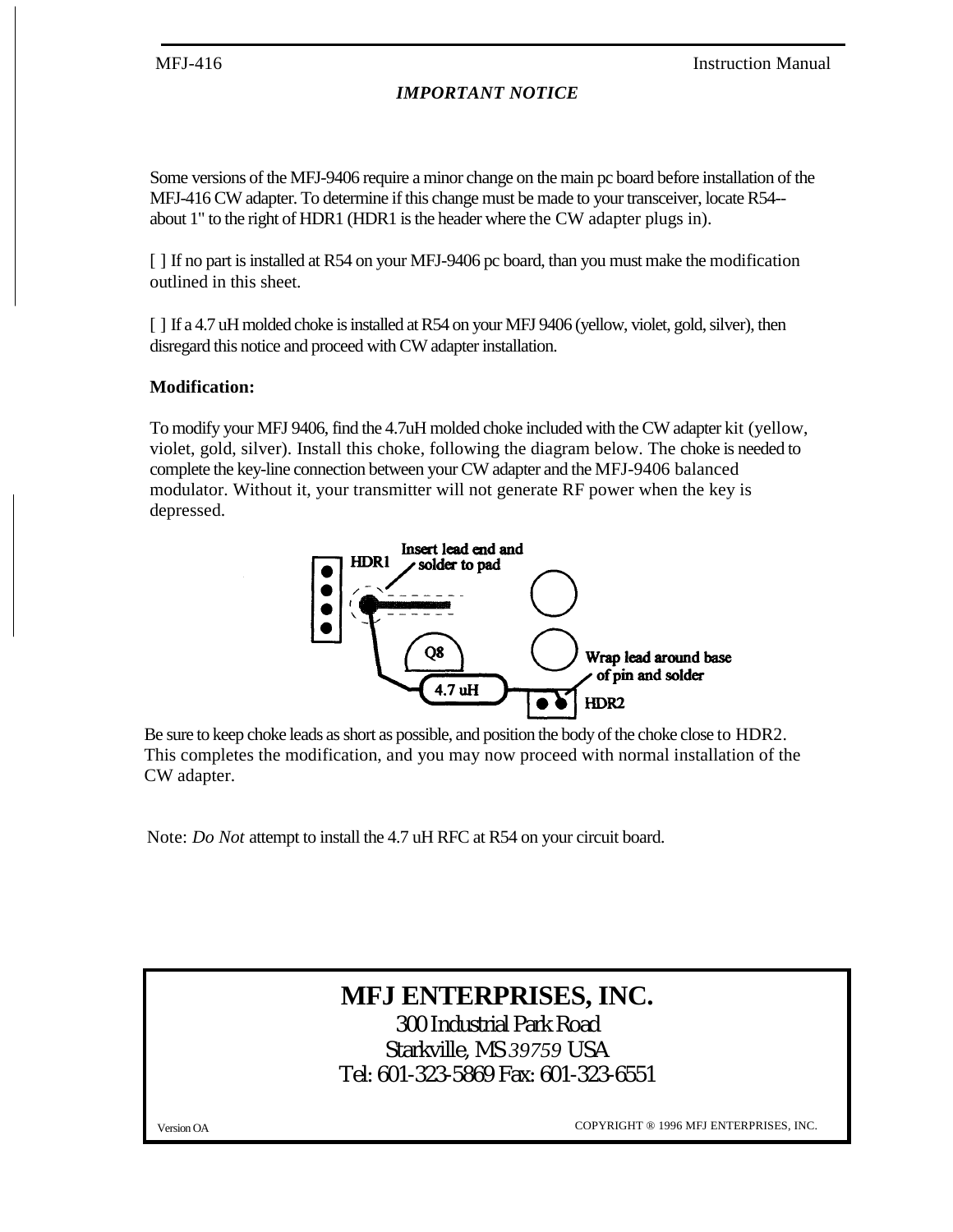## *IMPORTANT NOTICE*

Some versions of the MFJ-9406 require a minor change on the main pc board before installation of the MFJ-416 CW adapter. To determine if this change must be made to your transceiver, locate R54-- about 1" to the right of HDR1 (HDR1 is the header where the CW adapter plugs in).

[ ] If no part is installed at R54 on your MFJ-9406 pc board, than you must make the modification outlined in this sheet.

[ ] If a 4.7 uH molded choke is installed at R54 on your MFJ 9406 (yellow, violet, gold, silver), then disregard this notice and proceed with CW adapter installation.

**Modification:**

To modify your MFJ 9406, find the 4.7uH molded choke included with the CW adapter kit (yellow, violet, gold, silver). Install this choke, following the diagram below. The choke is needed to complete the key-line connection between your CW adapter and the MFJ-9406 balanced modulator. Without it, your transmitter will not generate RF power when the key is depressed.

HDR1 — Insert lead end and solder to pad

Q8

4.7 uH

Wrap lead around base of pin and solder — HDR2

Be sure to keep choke leads as short as possible, and position the body of the choke close to HDR2. This completes the modification, and you may now proceed with normal installation of the CW adapter.

Note: *Do Not* attempt to install the 4.7 uH RFC at R54 on your circuit board.

**MFJ ENTERPRISES, INC.**
300 Industrial Park Road
Starkville, MS 39759 USA
Tel: 601-323-5869 Fax: 601-323-6551

Version OA

COPYRIGHT ® 1996 MFJ ENTERPRISES, INC.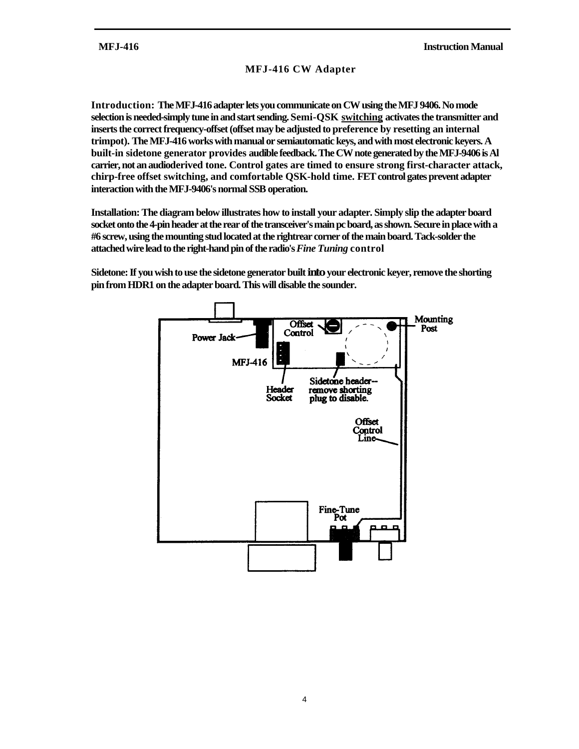## MFJ-416 CW Adapter

**Introduction:** **The MFJ-416 adapter lets you communicate on CW using the MFJ 9406. No mode selection is needed-simply tune in and start sending. Semi-QSK switching activates the transmitter and inserts the correct frequency-offset (offset may be adjusted to preference by resetting an internal trimpot). The MFJ-416 works with manual or semiautomatic keys, and with most electronic keyers. A built-in sidetone generator provides audible feedback. The CW note generated by the MFJ-9406 is Al carrier, not an audioderived tone. Control gates are timed to ensure strong first-character attack, chirp-free offset switching, and comfortable QSK-hold time. FET control gates prevent adapter interaction with the MFJ-9406's normal SSB operation.**

**Installation: The diagram below illustrates how to install your adapter. Simply slip the adapter board socket onto the 4-pin header at the rear of the transceiver's main pc board, as shown. Secure in place with a #6 screw, using the mounting stud located at the rightrear corner of the main board. Tack-solder the attached wire lead to the right-hand pin of the radio's *Fine Tuning* control**

**Sidetone: If you wish to use the sidetone generator built into your electronic keyer, remove the shorting pin from HDR1 on the adapter board. This will disable the sounder.**

Power Jack

Offset Control

Mounting Post

MFJ-416

Header Socket

Sidetone header-- remove shorting plug to disable.

Offset Control Line

Fine-Tune Pot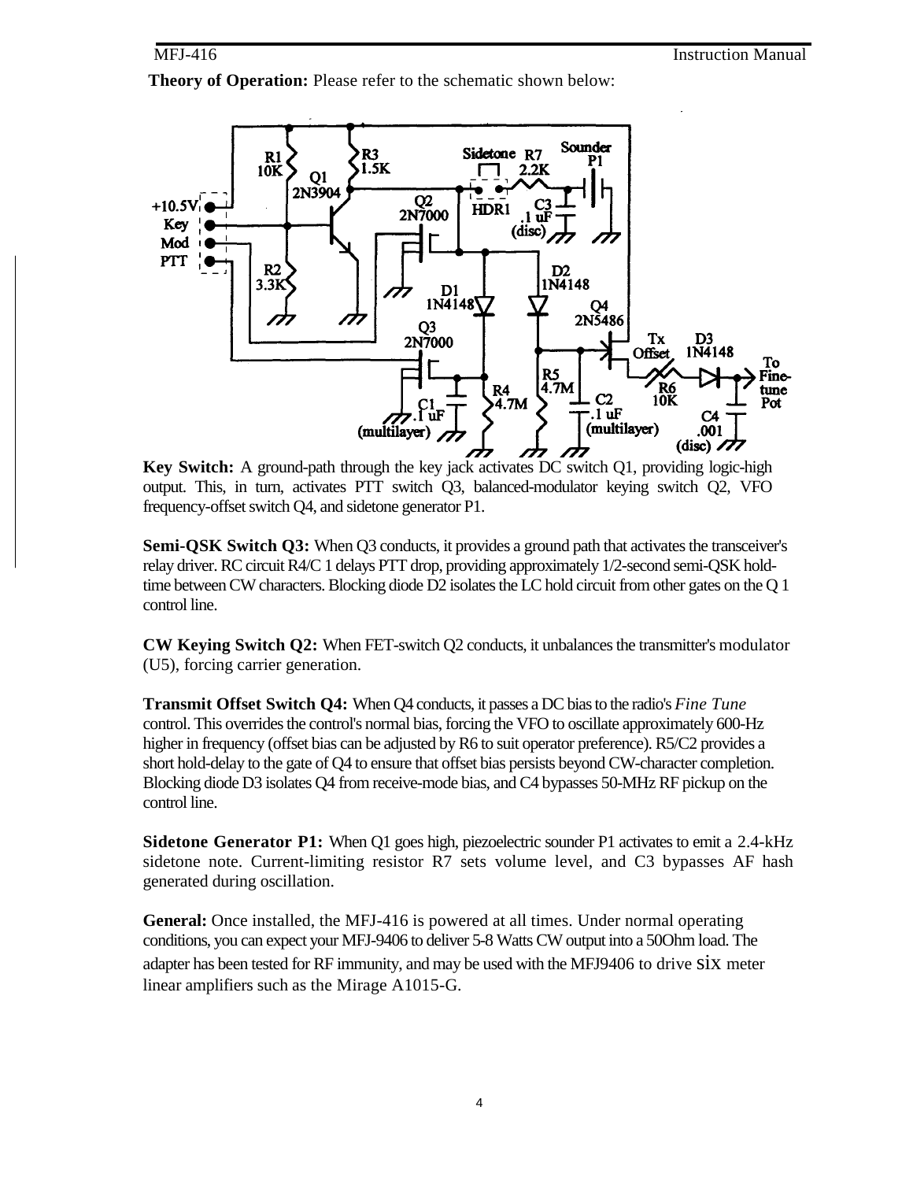**Theory of Operation:** Please refer to the schematic shown below:

**Key Switch:** A ground-path through the key jack activates DC switch Q1, providing logic-high output. This, in turn, activates PTT switch Q3, balanced-modulator keying switch Q2, VFO frequency-offset switch Q4, and sidetone generator P1.

**Semi-QSK Switch Q3:** When Q3 conducts, it provides a ground path that activates the transceiver's relay driver. RC circuit R4/C 1 delays PTT drop, providing approximately 1/2-second semi-QSK hold-time between CW characters. Blocking diode D2 isolates the LC hold circuit from other gates on the Q 1 control line.

**CW Keying Switch Q2:** When FET-switch Q2 conducts, it unbalances the transmitter's modulator (U5), forcing carrier generation.

**Transmit Offset Switch Q4:** When Q4 conducts, it passes a DC bias to the radio's *Fine Tune* control. This overrides the control's normal bias, forcing the VFO to oscillate approximately 600-Hz higher in frequency (offset bias can be adjusted by R6 to suit operator preference). R5/C2 provides a short hold-delay to the gate of Q4 to ensure that offset bias persists beyond CW-character completion. Blocking diode D3 isolates Q4 from receive-mode bias, and C4 bypasses 50-MHz RF pickup on the control line.

**Sidetone Generator P1:** When Q1 goes high, piezoelectric sounder P1 activates to emit a 2.4-kHz sidetone note. Current-limiting resistor R7 sets volume level, and C3 bypasses AF hash generated during oscillation.

**General:** Once installed, the MFJ-416 is powered at all times. Under normal operating conditions, you can expect your MFJ-9406 to deliver 5-8 Watts CW output into a 50Ohm load. The adapter has been tested for RF immunity, and may be used with the MFJ9406 to drive six meter linear amplifiers such as the Mirage A1015-G.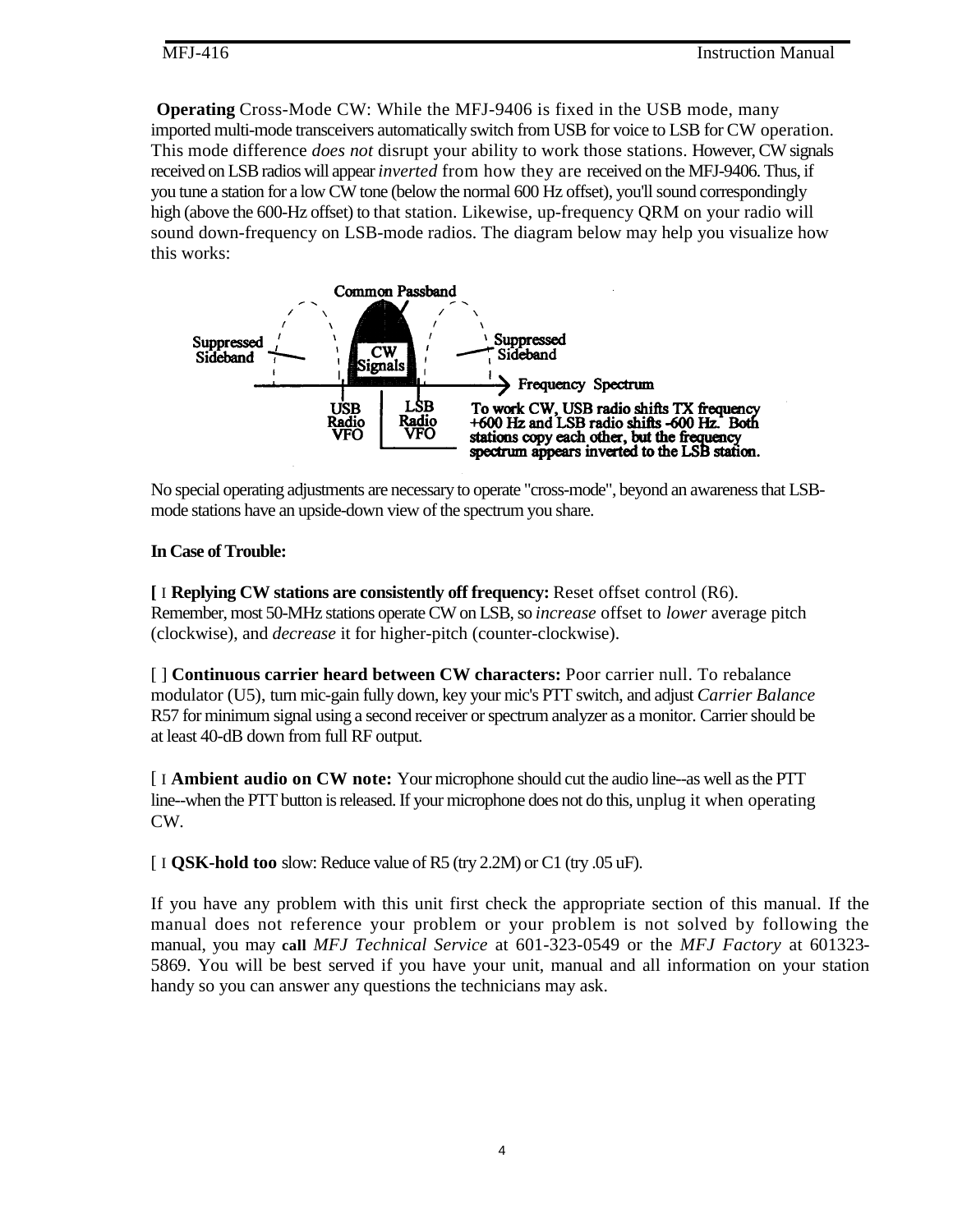**Operating** Cross-Mode CW: While the MFJ-9406 is fixed in the USB mode, many imported multi-mode transceivers automatically switch from USB for voice to LSB for CW operation. This mode difference *does not* disrupt your ability to work those stations. However, CW signals received on LSB radios will appear *inverted* from how they are received on the MFJ-9406. Thus, if you tune a station for a low CW tone (below the normal 600 Hz offset), you'll sound correspondingly high (above the 600-Hz offset) to that station. Likewise, up-frequency QRM on your radio will sound down-frequency on LSB-mode radios. The diagram below may help you visualize how this works:

Common Passband

Suppressed Sideband

CW Signals

Suppressed Sideband

Frequency Spectrum

USB Radio VFO

LSB Radio VFO

To work CW, USB radio shifts TX frequency +600 Hz and LSB radio shifts -600 Hz. Both stations copy each other, but the frequency spectrum appears inverted to the LSB station.

No special operating adjustments are necessary to operate "cross-mode", beyond an awareness that LSB-mode stations have an upside-down view of the spectrum you share.

**In Case of Trouble:**

[ ] **Replying CW stations are consistently off frequency:** Reset offset control (R6). Remember, most 50-MHz stations operate CW on LSB, so *increase* offset to *lower* average pitch (clockwise), and *decrease* it for higher-pitch (counter-clockwise).

[ ] **Continuous carrier heard between CW characters:** Poor carrier null. To rebalance modulator (U5), turn mic-gain fully down, key your mic's PTT switch, and adjust *Carrier Balance* R57 for minimum signal using a second receiver or spectrum analyzer as a monitor. Carrier should be at least 40-dB down from full RF output.

[ ] **Ambient audio on CW note:** Your microphone should cut the audio line--as well as the PTT line--when the PTT button is released. If your microphone does not do this, unplug it when operating CW.

[ ] **QSK-hold too** slow: Reduce value of R5 (try 2.2M) or C1 (try .05 uF).

If you have any problem with this unit first check the appropriate section of this manual. If the manual does not reference your problem or your problem is not solved by following the manual, you may **call** *MFJ Technical Service* at 601-323-0549 or the *MFJ Factory* at 601323-5869. You will be best served if you have your unit, manual and all information on your station handy so you can answer any questions the technicians may ask.